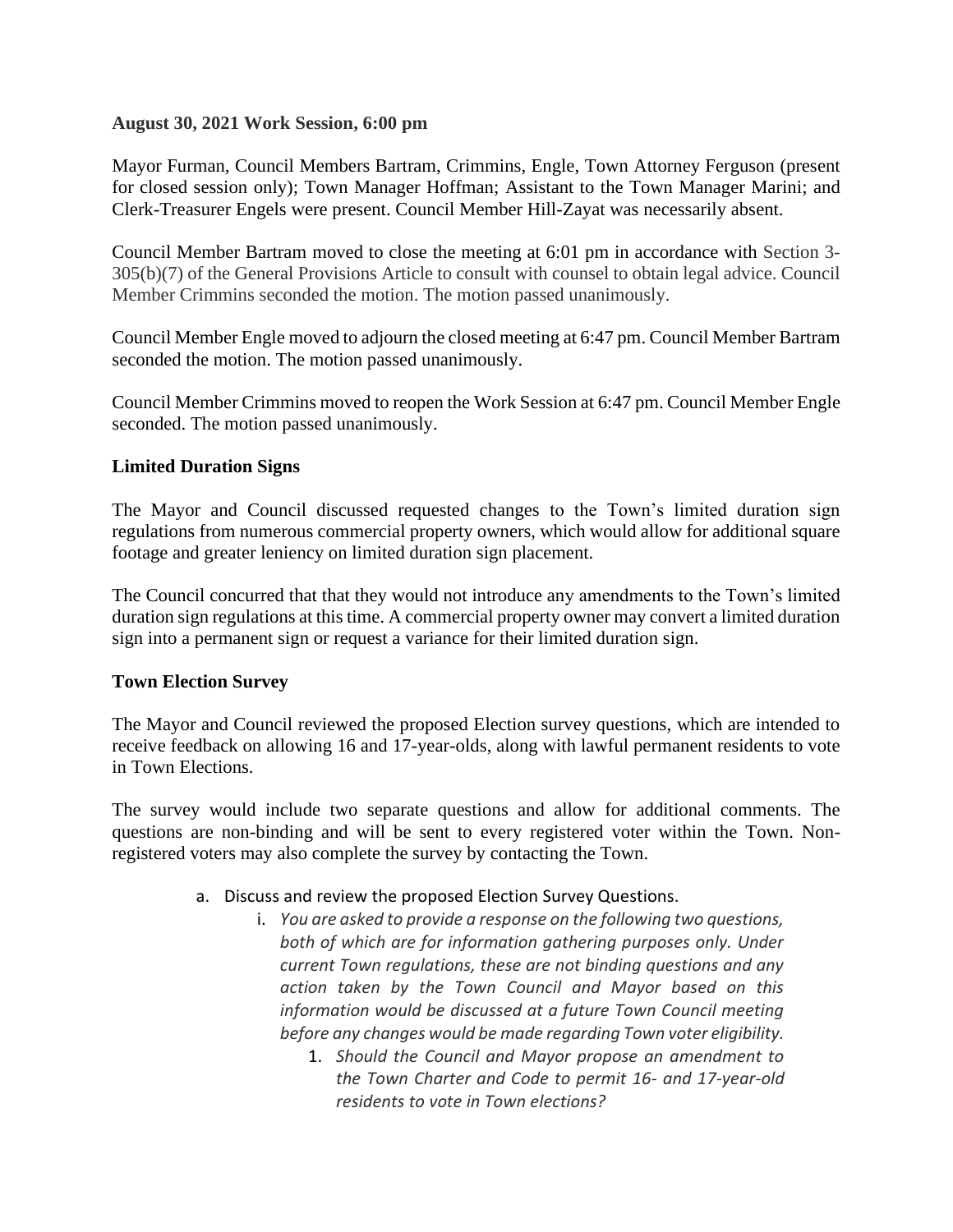**August 30, 2021 Work Session, 6:00 pm**

Mayor Furman, Council Members Bartram, Crimmins, Engle, Town Attorney Ferguson (present for closed session only); Town Manager Hoffman; Assistant to the Town Manager Marini; and Clerk-Treasurer Engels were present. Council Member Hill-Zayat was necessarily absent.

Council Member Bartram moved to close the meeting at 6:01 pm in accordance with Section 3-305(b)(7) of the General Provisions Article to consult with counsel to obtain legal advice. Council Member Crimmins seconded the motion. The motion passed unanimously.

Council Member Engle moved to adjourn the closed meeting at 6:47 pm. Council Member Bartram seconded the motion. The motion passed unanimously.

Council Member Crimmins moved to reopen the Work Session at 6:47 pm. Council Member Engle seconded. The motion passed unanimously.

**Limited Duration Signs**

The Mayor and Council discussed requested changes to the Town's limited duration sign regulations from numerous commercial property owners, which would allow for additional square footage and greater leniency on limited duration sign placement.

The Council concurred that that they would not introduce any amendments to the Town's limited duration sign regulations at this time. A commercial property owner may convert a limited duration sign into a permanent sign or request a variance for their limited duration sign.

**Town Election Survey**

The Mayor and Council reviewed the proposed Election survey questions, which are intended to receive feedback on allowing 16 and 17-year-olds, along with lawful permanent residents to vote in Town Elections.

The survey would include two separate questions and allow for additional comments. The questions are non-binding and will be sent to every registered voter within the Town. Non-registered voters may also complete the survey by contacting the Town.

a. Discuss and review the proposed Election Survey Questions.
   i. *You are asked to provide a response on the following two questions, both of which are for information gathering purposes only. Under current Town regulations, these are not binding questions and any action taken by the Town Council and Mayor based on this information would be discussed at a future Town Council meeting before any changes would be made regarding Town voter eligibility.*
      1. *Should the Council and Mayor propose an amendment to the Town Charter and Code to permit 16- and 17-year-old residents to vote in Town elections?*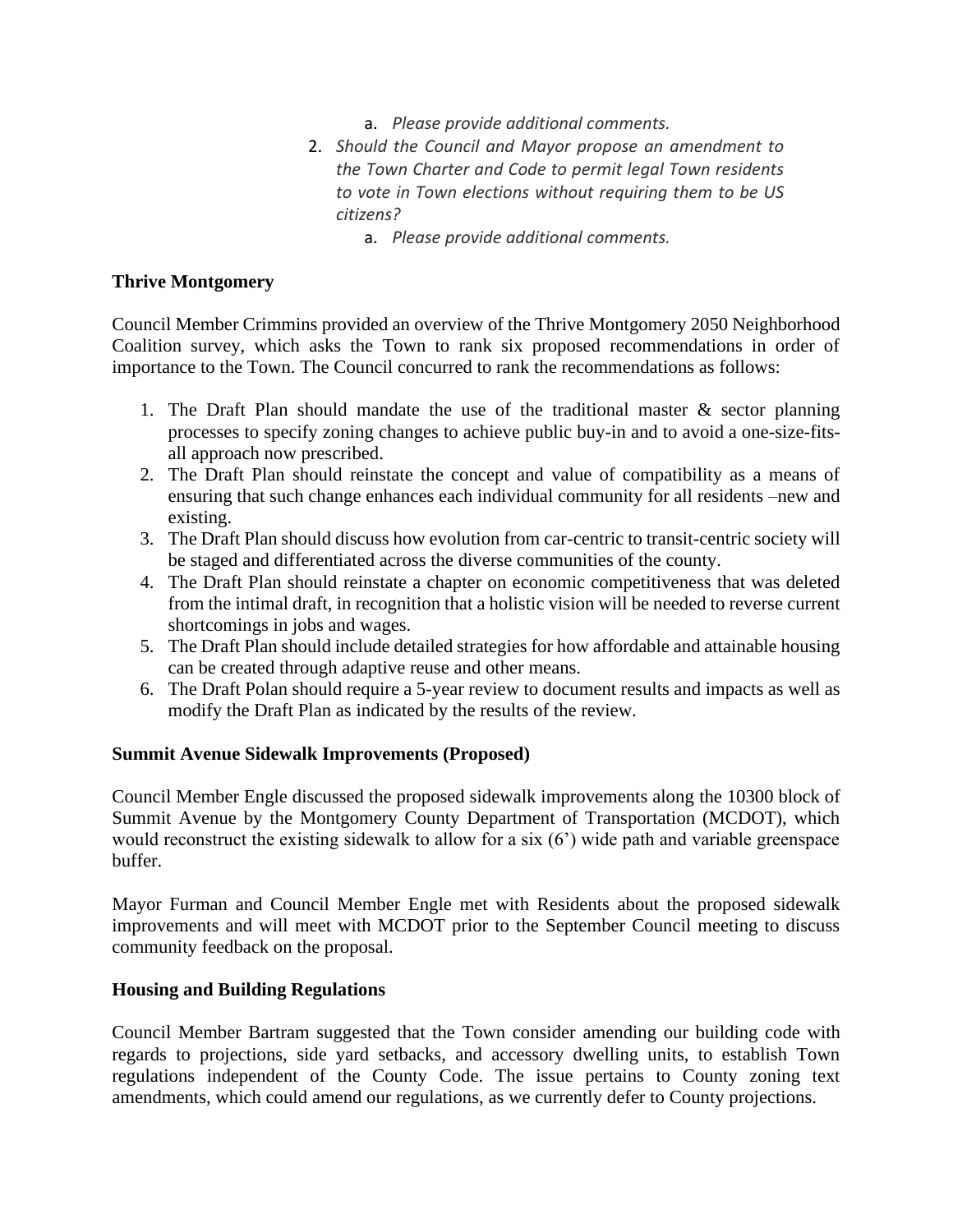a. *Please provide additional comments.*

2. *Should the Council and Mayor propose an amendment to the Town Charter and Code to permit legal Town residents to vote in Town elections without requiring them to be US citizens?*
   a. *Please provide additional comments.*

**Thrive Montgomery**

Council Member Crimmins provided an overview of the Thrive Montgomery 2050 Neighborhood Coalition survey, which asks the Town to rank six proposed recommendations in order of importance to the Town. The Council concurred to rank the recommendations as follows:

1. The Draft Plan should mandate the use of the traditional master & sector planning processes to specify zoning changes to achieve public buy-in and to avoid a one-size-fits-all approach now prescribed.
2. The Draft Plan should reinstate the concept and value of compatibility as a means of ensuring that such change enhances each individual community for all residents –new and existing.
3. The Draft Plan should discuss how evolution from car-centric to transit-centric society will be staged and differentiated across the diverse communities of the county.
4. The Draft Plan should reinstate a chapter on economic competitiveness that was deleted from the intimal draft, in recognition that a holistic vision will be needed to reverse current shortcomings in jobs and wages.
5. The Draft Plan should include detailed strategies for how affordable and attainable housing can be created through adaptive reuse and other means.
6. The Draft Polan should require a 5-year review to document results and impacts as well as modify the Draft Plan as indicated by the results of the review.

**Summit Avenue Sidewalk Improvements (Proposed)**

Council Member Engle discussed the proposed sidewalk improvements along the 10300 block of Summit Avenue by the Montgomery County Department of Transportation (MCDOT), which would reconstruct the existing sidewalk to allow for a six (6') wide path and variable greenspace buffer.

Mayor Furman and Council Member Engle met with Residents about the proposed sidewalk improvements and will meet with MCDOT prior to the September Council meeting to discuss community feedback on the proposal.

**Housing and Building Regulations**

Council Member Bartram suggested that the Town consider amending our building code with regards to projections, side yard setbacks, and accessory dwelling units, to establish Town regulations independent of the County Code. The issue pertains to County zoning text amendments, which could amend our regulations, as we currently defer to County projections.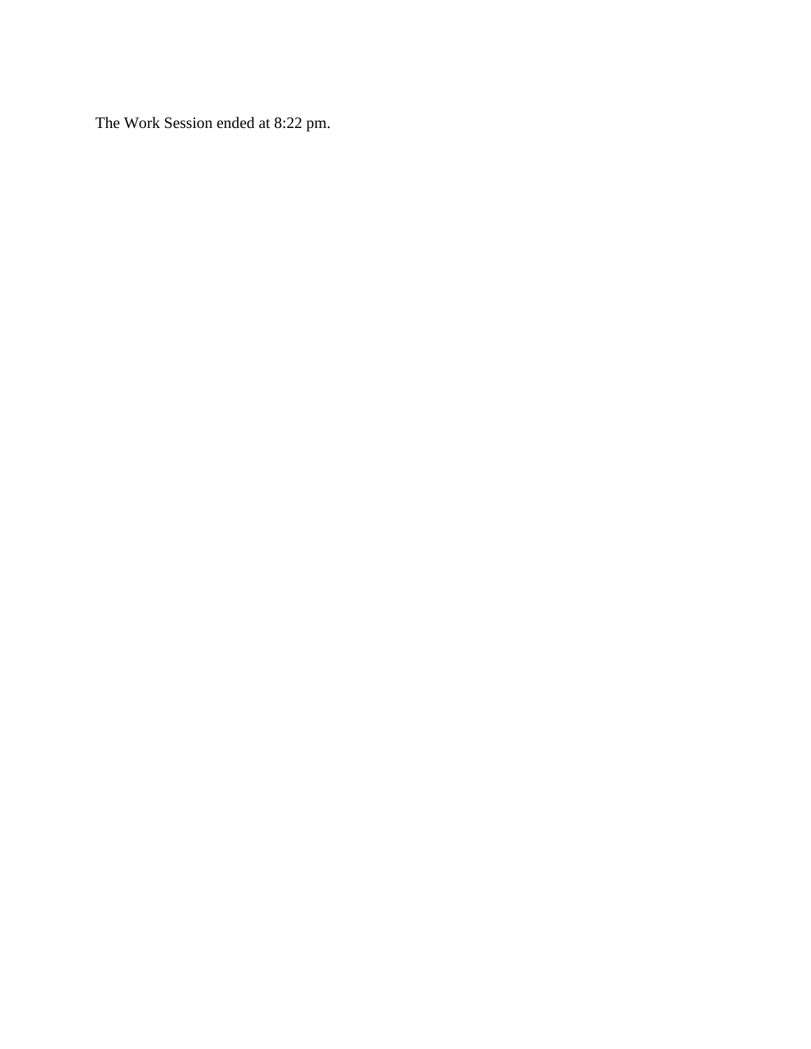The Work Session ended at 8:22 pm.